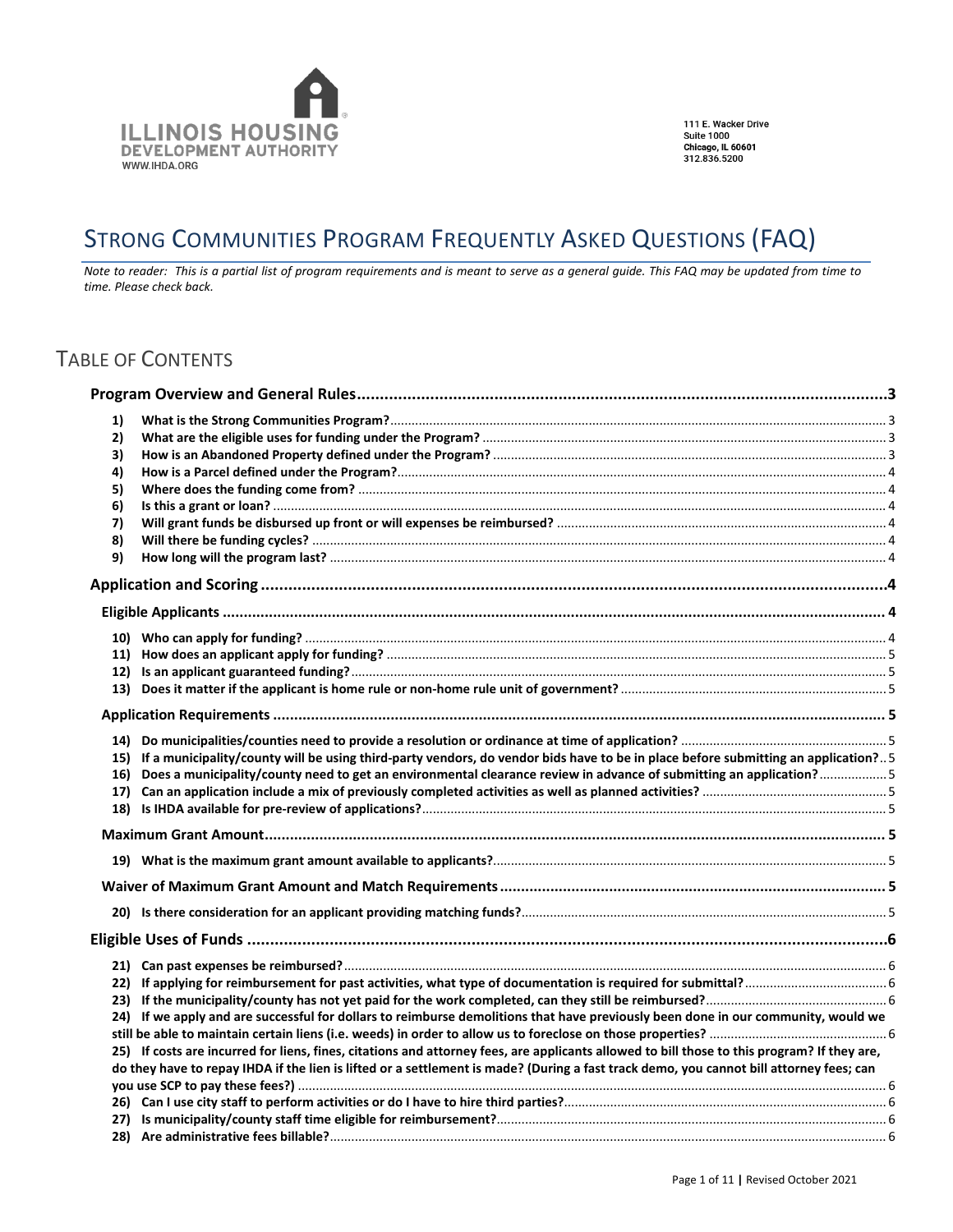ILLINOIS HOUSING DEVELOPMENT AUTHORITY
WWW.IHDA.ORG

111 E. Wacker Drive
Suite 1000
Chicago, IL 60601
312.836.5200

# Strong Communities Program Frequently Asked Questions (FAQ)

*Note to reader: This is a partial list of program requirements and is meant to serve as a general guide. This FAQ may be updated from time to time. Please check back.*

## Table of Contents

**Program Overview and General Rules** ..... 3

1) **What is the Strong Communities Program?** ..... 3
2) **What are the eligible uses for funding under the Program?** ..... 3
3) **How is an Abandoned Property defined under the Program?** ..... 3
4) **How is a Parcel defined under the Program?** ..... 4
5) **Where does the funding come from?** ..... 4
6) **Is this a grant or loan?** ..... 4
7) **Will grant funds be disbursed up front or will expenses be reimbursed?** ..... 4
8) **Will there be funding cycles?** ..... 4
9) **How long will the program last?** ..... 4

**Application and Scoring** ..... 4

**Eligible Applicants** ..... 4

10) **Who can apply for funding?** ..... 4
11) **How does an applicant apply for funding?** ..... 5
12) **Is an applicant guaranteed funding?** ..... 5
13) **Does it matter if the applicant is home rule or non-home rule unit of government?** ..... 5

**Application Requirements** ..... 5

14) **Do municipalities/counties need to provide a resolution or ordinance at time of application?** ..... 5
15) **If a municipality/county will be using third-party vendors, do vendor bids have to be in place before submitting an application?** ..... 5
16) **Does a municipality/county need to get an environmental clearance review in advance of submitting an application?** ..... 5
17) **Can an application include a mix of previously completed activities as well as planned activities?** ..... 5
18) **Is IHDA available for pre-review of applications?** ..... 5

**Maximum Grant Amount** ..... 5

19) **What is the maximum grant amount available to applicants?** ..... 5

**Waiver of Maximum Grant Amount and Match Requirements** ..... 5

20) **Is there consideration for an applicant providing matching funds?** ..... 5

**Eligible Uses of Funds** ..... 6

21) **Can past expenses be reimbursed?** ..... 6
22) **If applying for reimbursement for past activities, what type of documentation is required for submittal?** ..... 6
23) **If the municipality/county has not yet paid for the work completed, can they still be reimbursed?** ..... 6
24) **If we apply and are successful for dollars to reimburse demolitions that have previously been done in our community, would we still be able to maintain certain liens (i.e. weeds) in order to allow us to foreclose on those properties?** ..... 6
25) **If costs are incurred for liens, fines, citations and attorney fees, are applicants allowed to bill those to this program? If they are, do they have to repay IHDA if the lien is lifted or a settlement is made? (During a fast track demo, you cannot bill attorney fees; can you use SCP to pay these fees?)** ..... 6
26) **Can I use city staff to perform activities or do I have to hire third parties?** ..... 6
27) **Is municipality/county staff time eligible for reimbursement?** ..... 6
28) **Are administrative fees billable?** ..... 6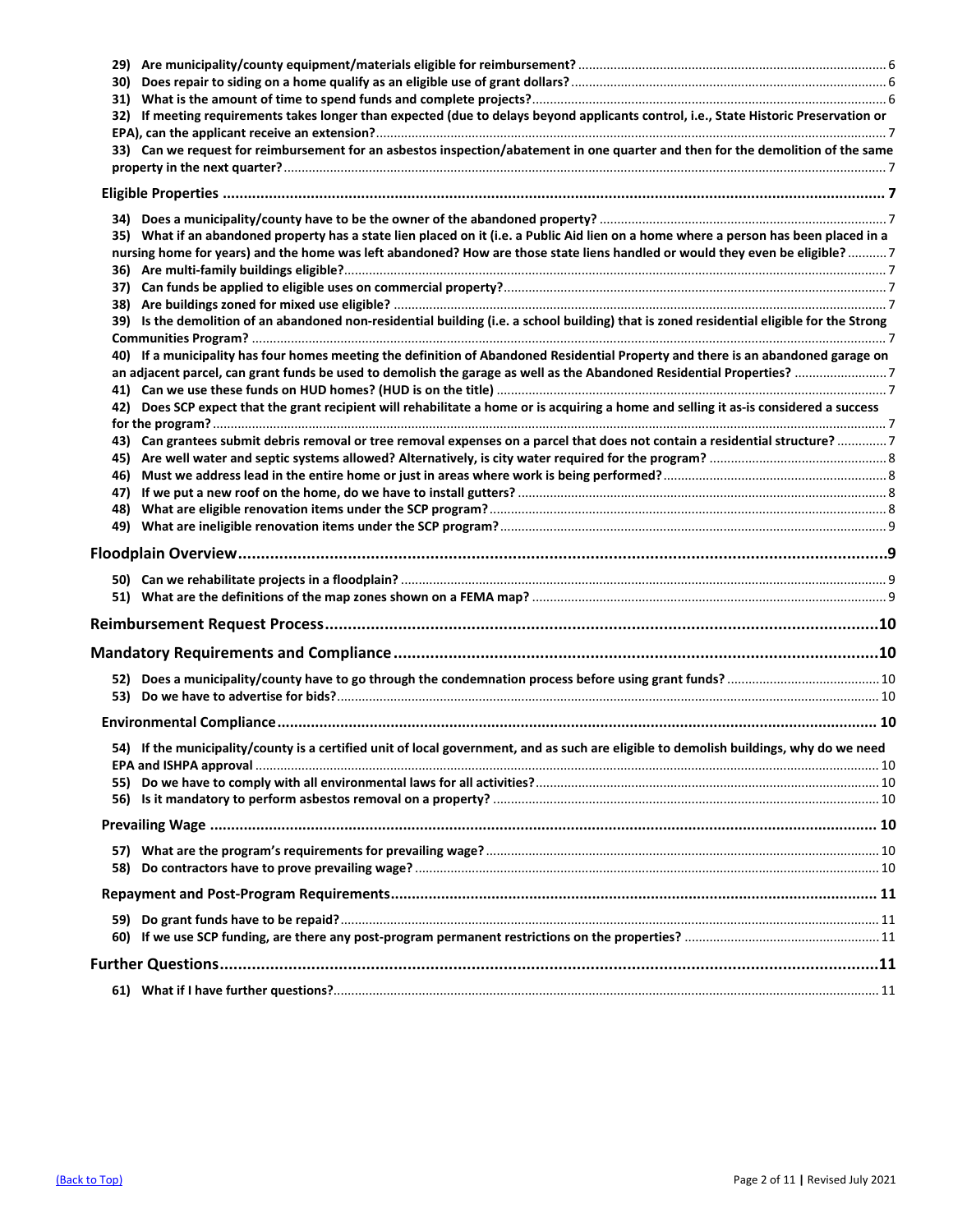29) Are municipality/county equipment/materials eligible for reimbursement? ..... 6
30) Does repair to siding on a home qualify as an eligible use of grant dollars? ..... 6
31) What is the amount of time to spend funds and complete projects? ..... 6
32) If meeting requirements takes longer than expected (due to delays beyond applicants control, i.e., State Historic Preservation or EPA), can the applicant receive an extension? ..... 7
33) Can we request for reimbursement for an asbestos inspection/abatement in one quarter and then for the demolition of the same property in the next quarter? ..... 7

**Eligible Properties** ..... 7

34) Does a municipality/county have to be the owner of the abandoned property? ..... 7
35) What if an abandoned property has a state lien placed on it (i.e. a Public Aid lien on a home where a person has been placed in a nursing home for years) and the home was left abandoned? How are those state liens handled or would they even be eligible? ..... 7
36) Are multi-family buildings eligible? ..... 7
37) Can funds be applied to eligible uses on commercial property? ..... 7
38) Are buildings zoned for mixed use eligible? ..... 7
39) Is the demolition of an abandoned non-residential building (i.e. a school building) that is zoned residential eligible for the Strong Communities Program? ..... 7
40) If a municipality has four homes meeting the definition of Abandoned Residential Property and there is an abandoned garage on an adjacent parcel, can grant funds be used to demolish the garage as well as the Abandoned Residential Properties? ..... 7
41) Can we use these funds on HUD homes? (HUD is on the title) ..... 7
42) Does SCP expect that the grant recipient will rehabilitate a home or is acquiring a home and selling it as-is considered a success for the program? ..... 7
43) Can grantees submit debris removal or tree removal expenses on a parcel that does not contain a residential structure? ..... 7
45) Are well water and septic systems allowed? Alternatively, is city water required for the program? ..... 8
46) Must we address lead in the entire home or just in areas where work is being performed? ..... 8
47) If we put a new roof on the home, do we have to install gutters? ..... 8
48) What are eligible renovation items under the SCP program? ..... 8
49) What are ineligible renovation items under the SCP program? ..... 9

**Floodplain Overview** ..... 9

50) Can we rehabilitate projects in a floodplain? ..... 9
51) What are the definitions of the map zones shown on a FEMA map? ..... 9

**Reimbursement Request Process** ..... 10

**Mandatory Requirements and Compliance** ..... 10

52) Does a municipality/county have to go through the condemnation process before using grant funds? ..... 10
53) Do we have to advertise for bids? ..... 10

**Environmental Compliance** ..... 10

54) If the municipality/county is a certified unit of local government, and as such are eligible to demolish buildings, why do we need EPA and ISHPA approval ..... 10
55) Do we have to comply with all environmental laws for all activities? ..... 10
56) Is it mandatory to perform asbestos removal on a property? ..... 10

**Prevailing Wage** ..... 10

57) What are the program's requirements for prevailing wage? ..... 10
58) Do contractors have to prove prevailing wage? ..... 10

**Repayment and Post-Program Requirements** ..... 11

59) Do grant funds have to be repaid? ..... 11
60) If we use SCP funding, are there any post-program permanent restrictions on the properties? ..... 11

**Further Questions** ..... 11

61) What if I have further questions? ..... 11

(Back to Top)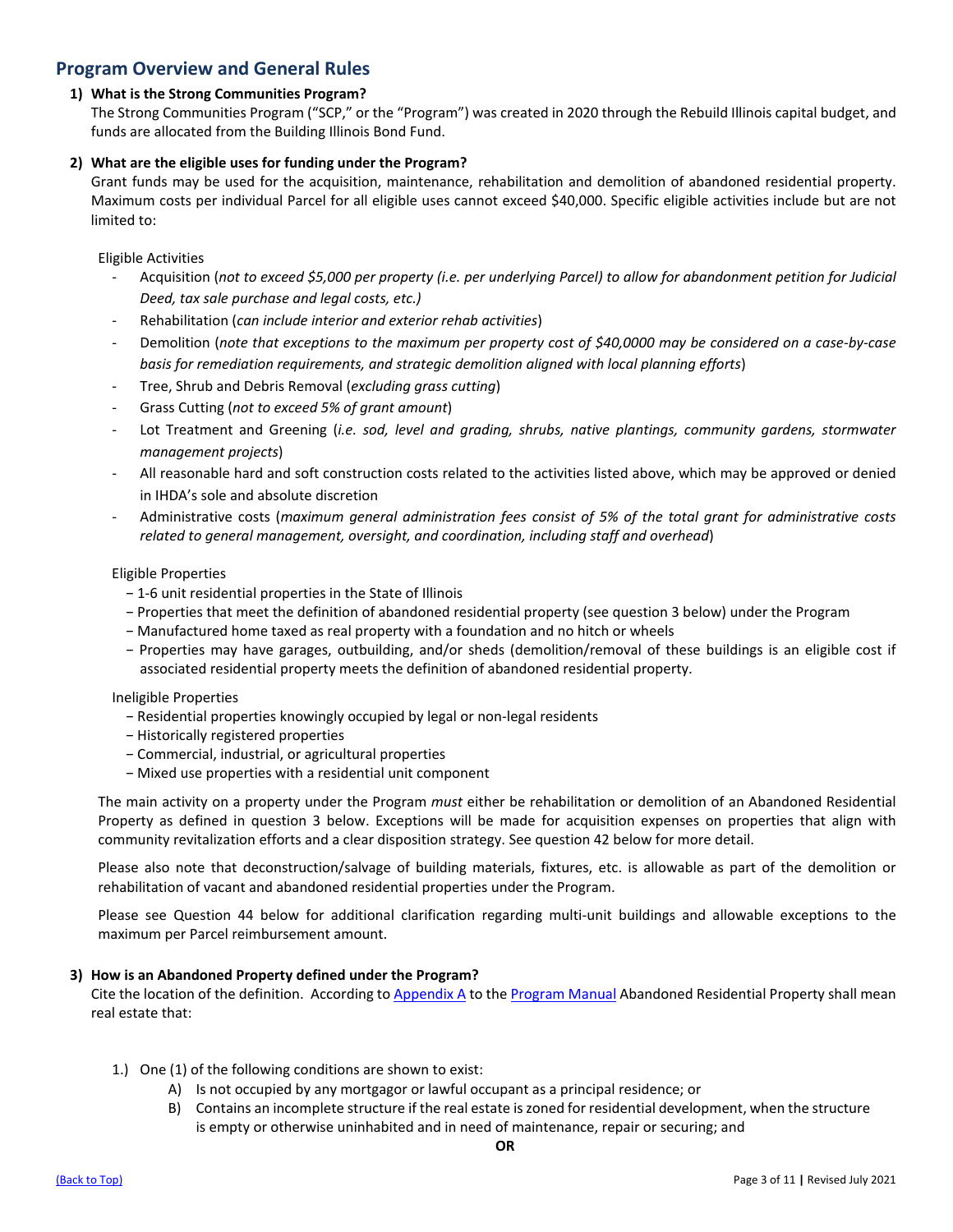## Program Overview and General Rules

**1) What is the Strong Communities Program?**

The Strong Communities Program ("SCP," or the "Program") was created in 2020 through the Rebuild Illinois capital budget, and funds are allocated from the Building Illinois Bond Fund.

**2) What are the eligible uses for funding under the Program?**

Grant funds may be used for the acquisition, maintenance, rehabilitation and demolition of abandoned residential property. Maximum costs per individual Parcel for all eligible uses cannot exceed $40,000. Specific eligible activities include but are not limited to:

Eligible Activities

- Acquisition (*not to exceed $5,000 per property (i.e. per underlying Parcel) to allow for abandonment petition for Judicial Deed, tax sale purchase and legal costs, etc.)*
- Rehabilitation (*can include interior and exterior rehab activities*)
- Demolition (*note that exceptions to the maximum per property cost of $40,0000 may be considered on a case-by-case basis for remediation requirements, and strategic demolition aligned with local planning efforts*)
- Tree, Shrub and Debris Removal (*excluding grass cutting*)
- Grass Cutting (*not to exceed 5% of grant amount*)
- Lot Treatment and Greening (*i.e. sod, level and grading, shrubs, native plantings, community gardens, stormwater management projects*)
- All reasonable hard and soft construction costs related to the activities listed above, which may be approved or denied in IHDA's sole and absolute discretion
- Administrative costs (*maximum general administration fees consist of 5% of the total grant for administrative costs related to general management, oversight, and coordination, including staff and overhead*)

Eligible Properties

- 1-6 unit residential properties in the State of Illinois
- Properties that meet the definition of abandoned residential property (see question 3 below) under the Program
- Manufactured home taxed as real property with a foundation and no hitch or wheels
- Properties may have garages, outbuilding, and/or sheds (demolition/removal of these buildings is an eligible cost if associated residential property meets the definition of abandoned residential property.

Ineligible Properties

- Residential properties knowingly occupied by legal or non-legal residents
- Historically registered properties
- Commercial, industrial, or agricultural properties
- Mixed use properties with a residential unit component

The main activity on a property under the Program *must* either be rehabilitation or demolition of an Abandoned Residential Property as defined in question 3 below. Exceptions will be made for acquisition expenses on properties that align with community revitalization efforts and a clear disposition strategy. See question 42 below for more detail.

Please also note that deconstruction/salvage of building materials, fixtures, etc. is allowable as part of the demolition or rehabilitation of vacant and abandoned residential properties under the Program.

Please see Question 44 below for additional clarification regarding multi-unit buildings and allowable exceptions to the maximum per Parcel reimbursement amount.

**3) How is an Abandoned Property defined under the Program?**

Cite the location of the definition. According to Appendix A to the Program Manual Abandoned Residential Property shall mean real estate that:

1.) One (1) of the following conditions are shown to exist:

  A) Is not occupied by any mortgagor or lawful occupant as a principal residence; or
  B) Contains an incomplete structure if the real estate is zoned for residential development, when the structure is empty or otherwise uninhabited and in need of maintenance, repair or securing; and

**OR**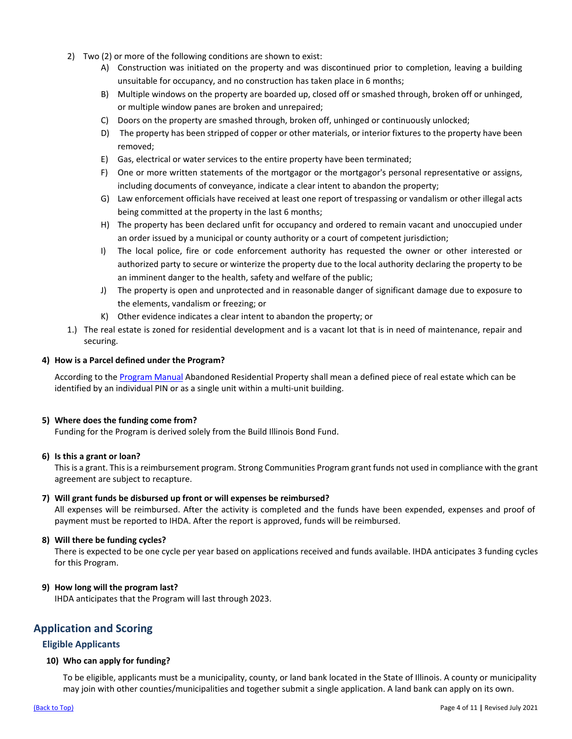2) Two (2) or more of the following conditions are shown to exist:
   - A) Construction was initiated on the property and was discontinued prior to completion, leaving a building unsuitable for occupancy, and no construction has taken place in 6 months;
   - B) Multiple windows on the property are boarded up, closed off or smashed through, broken off or unhinged, or multiple window panes are broken and unrepaired;
   - C) Doors on the property are smashed through, broken off, unhinged or continuously unlocked;
   - D) The property has been stripped of copper or other materials, or interior fixtures to the property have been removed;
   - E) Gas, electrical or water services to the entire property have been terminated;
   - F) One or more written statements of the mortgagor or the mortgagor's personal representative or assigns, including documents of conveyance, indicate a clear intent to abandon the property;
   - G) Law enforcement officials have received at least one report of trespassing or vandalism or other illegal acts being committed at the property in the last 6 months;
   - H) The property has been declared unfit for occupancy and ordered to remain vacant and unoccupied under an order issued by a municipal or county authority or a court of competent jurisdiction;
   - I) The local police, fire or code enforcement authority has requested the owner or other interested or authorized party to secure or winterize the property due to the local authority declaring the property to be an imminent danger to the health, safety and welfare of the public;
   - J) The property is open and unprotected and in reasonable danger of significant damage due to exposure to the elements, vandalism or freezing; or
   - K) Other evidence indicates a clear intent to abandon the property; or

1.) The real estate is zoned for residential development and is a vacant lot that is in need of maintenance, repair and securing.

**4) How is a Parcel defined under the Program?**

According to the Program Manual Abandoned Residential Property shall mean a defined piece of real estate which can be identified by an individual PIN or as a single unit within a multi-unit building.

**5) Where does the funding come from?**

Funding for the Program is derived solely from the Build Illinois Bond Fund.

**6) Is this a grant or loan?**

This is a grant. This is a reimbursement program. Strong Communities Program grant funds not used in compliance with the grant agreement are subject to recapture.

**7) Will grant funds be disbursed up front or will expenses be reimbursed?**

All expenses will be reimbursed. After the activity is completed and the funds have been expended, expenses and proof of payment must be reported to IHDA. After the report is approved, funds will be reimbursed.

**8) Will there be funding cycles?**

There is expected to be one cycle per year based on applications received and funds available. IHDA anticipates 3 funding cycles for this Program.

**9) How long will the program last?**

IHDA anticipates that the Program will last through 2023.

## Application and Scoring

### Eligible Applicants

**10) Who can apply for funding?**

To be eligible, applicants must be a municipality, county, or land bank located in the State of Illinois. A county or municipality may join with other counties/municipalities and together submit a single application. A land bank can apply on its own.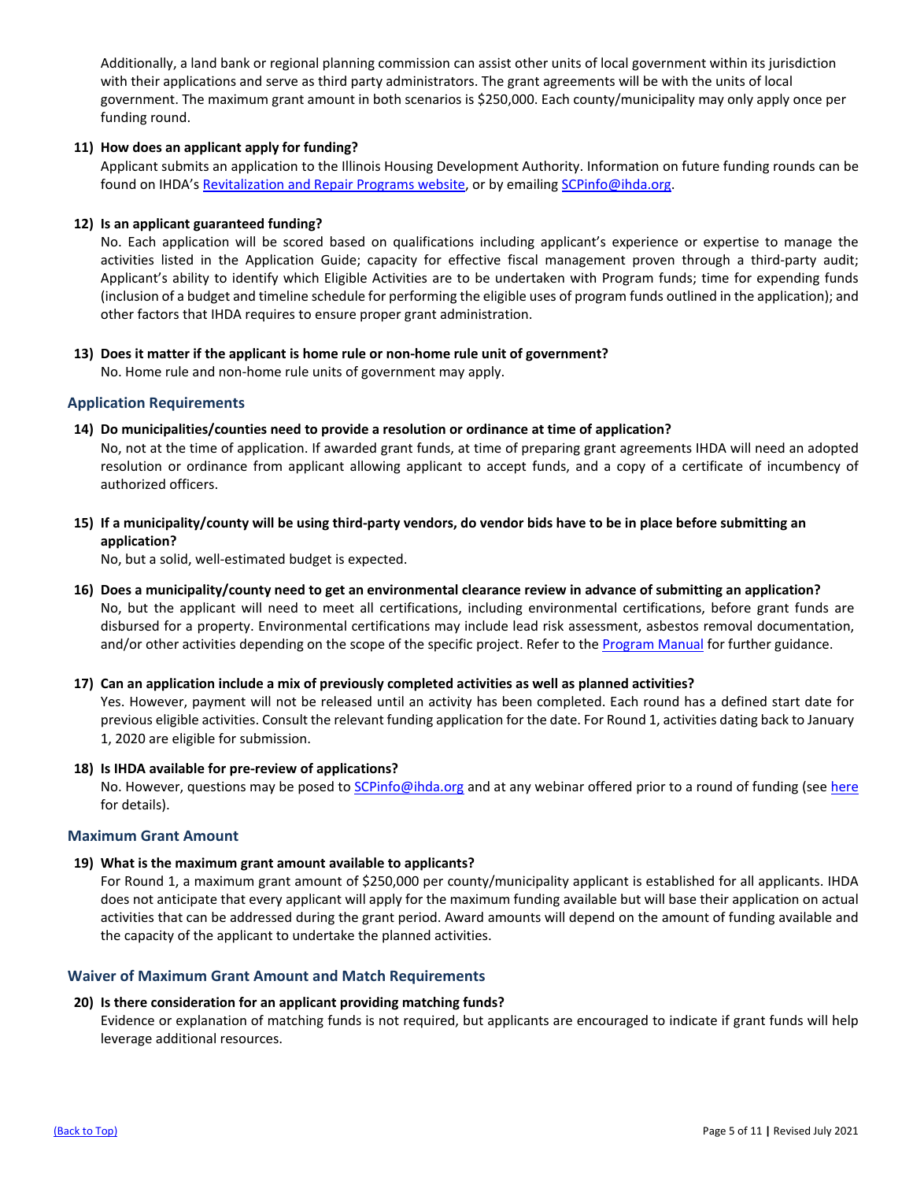Additionally, a land bank or regional planning commission can assist other units of local government within its jurisdiction with their applications and serve as third party administrators. The grant agreements will be with the units of local government. The maximum grant amount in both scenarios is $250,000. Each county/municipality may only apply once per funding round.

**11) How does an applicant apply for funding?**

Applicant submits an application to the Illinois Housing Development Authority. Information on future funding rounds can be found on IHDA's [Revitalization and Repair Programs website](), or by emailing [SCPinfo@ihda.org]().

**12) Is an applicant guaranteed funding?**

No. Each application will be scored based on qualifications including applicant's experience or expertise to manage the activities listed in the Application Guide; capacity for effective fiscal management proven through a third-party audit; Applicant's ability to identify which Eligible Activities are to be undertaken with Program funds; time for expending funds (inclusion of a budget and timeline schedule for performing the eligible uses of program funds outlined in the application); and other factors that IHDA requires to ensure proper grant administration.

**13) Does it matter if the applicant is home rule or non-home rule unit of government?**

No. Home rule and non-home rule units of government may apply.

## Application Requirements

**14) Do municipalities/counties need to provide a resolution or ordinance at time of application?**

No, not at the time of application. If awarded grant funds, at time of preparing grant agreements IHDA will need an adopted resolution or ordinance from applicant allowing applicant to accept funds, and a copy of a certificate of incumbency of authorized officers.

**15) If a municipality/county will be using third-party vendors, do vendor bids have to be in place before submitting an application?**

No, but a solid, well-estimated budget is expected.

**16) Does a municipality/county need to get an environmental clearance review in advance of submitting an application?**

No, but the applicant will need to meet all certifications, including environmental certifications, before grant funds are disbursed for a property. Environmental certifications may include lead risk assessment, asbestos removal documentation, and/or other activities depending on the scope of the specific project. Refer to the [Program Manual]() for further guidance.

**17) Can an application include a mix of previously completed activities as well as planned activities?**

Yes. However, payment will not be released until an activity has been completed. Each round has a defined start date for previous eligible activities. Consult the relevant funding application for the date. For Round 1, activities dating back to January 1, 2020 are eligible for submission.

**18) Is IHDA available for pre-review of applications?**

No. However, questions may be posed to [SCPinfo@ihda.org]() and at any webinar offered prior to a round of funding (see [here]() for details).

## Maximum Grant Amount

**19) What is the maximum grant amount available to applicants?**

For Round 1, a maximum grant amount of $250,000 per county/municipality applicant is established for all applicants. IHDA does not anticipate that every applicant will apply for the maximum funding available but will base their application on actual activities that can be addressed during the grant period. Award amounts will depend on the amount of funding available and the capacity of the applicant to undertake the planned activities.

## Waiver of Maximum Grant Amount and Match Requirements

**20) Is there consideration for an applicant providing matching funds?**

Evidence or explanation of matching funds is not required, but applicants are encouraged to indicate if grant funds will help leverage additional resources.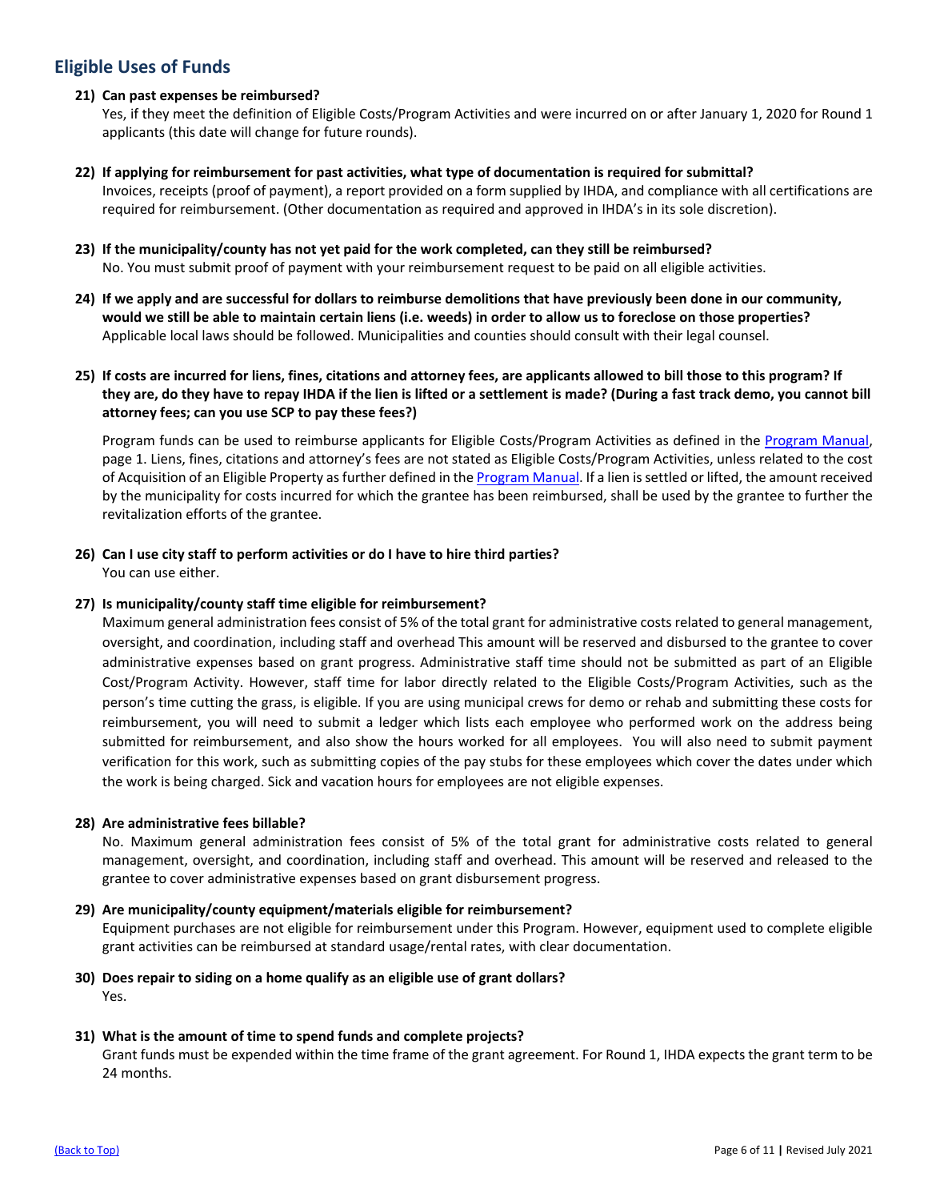## Eligible Uses of Funds

21) **Can past expenses be reimbursed?**
Yes, if they meet the definition of Eligible Costs/Program Activities and were incurred on or after January 1, 2020 for Round 1 applicants (this date will change for future rounds).

22) **If applying for reimbursement for past activities, what type of documentation is required for submittal?**
Invoices, receipts (proof of payment), a report provided on a form supplied by IHDA, and compliance with all certifications are required for reimbursement. (Other documentation as required and approved in IHDA's in its sole discretion).

23) **If the municipality/county has not yet paid for the work completed, can they still be reimbursed?**
No. You must submit proof of payment with your reimbursement request to be paid on all eligible activities.

24) **If we apply and are successful for dollars to reimburse demolitions that have previously been done in our community, would we still be able to maintain certain liens (i.e. weeds) in order to allow us to foreclose on those properties?**
Applicable local laws should be followed. Municipalities and counties should consult with their legal counsel.

25) **If costs are incurred for liens, fines, citations and attorney fees, are applicants allowed to bill those to this program? If they are, do they have to repay IHDA if the lien is lifted or a settlement is made? (During a fast track demo, you cannot bill attorney fees; can you use SCP to pay these fees?)**

Program funds can be used to reimburse applicants for Eligible Costs/Program Activities as defined in the Program Manual, page 1. Liens, fines, citations and attorney's fees are not stated as Eligible Costs/Program Activities, unless related to the cost of Acquisition of an Eligible Property as further defined in the Program Manual. If a lien is settled or lifted, the amount received by the municipality for costs incurred for which the grantee has been reimbursed, shall be used by the grantee to further the revitalization efforts of the grantee.

26) **Can I use city staff to perform activities or do I have to hire third parties?**
You can use either.

27) **Is municipality/county staff time eligible for reimbursement?**
Maximum general administration fees consist of 5% of the total grant for administrative costs related to general management, oversight, and coordination, including staff and overhead This amount will be reserved and disbursed to the grantee to cover administrative expenses based on grant progress. Administrative staff time should not be submitted as part of an Eligible Cost/Program Activity. However, staff time for labor directly related to the Eligible Costs/Program Activities, such as the person's time cutting the grass, is eligible. If you are using municipal crews for demo or rehab and submitting these costs for reimbursement, you will need to submit a ledger which lists each employee who performed work on the address being submitted for reimbursement, and also show the hours worked for all employees. You will also need to submit payment verification for this work, such as submitting copies of the pay stubs for these employees which cover the dates under which the work is being charged. Sick and vacation hours for employees are not eligible expenses.

28) **Are administrative fees billable?**
No. Maximum general administration fees consist of 5% of the total grant for administrative costs related to general management, oversight, and coordination, including staff and overhead. This amount will be reserved and released to the grantee to cover administrative expenses based on grant disbursement progress.

29) **Are municipality/county equipment/materials eligible for reimbursement?**
Equipment purchases are not eligible for reimbursement under this Program. However, equipment used to complete eligible grant activities can be reimbursed at standard usage/rental rates, with clear documentation.

30) **Does repair to siding on a home qualify as an eligible use of grant dollars?**
Yes.

31) **What is the amount of time to spend funds and complete projects?**
Grant funds must be expended within the time frame of the grant agreement. For Round 1, IHDA expects the grant term to be 24 months.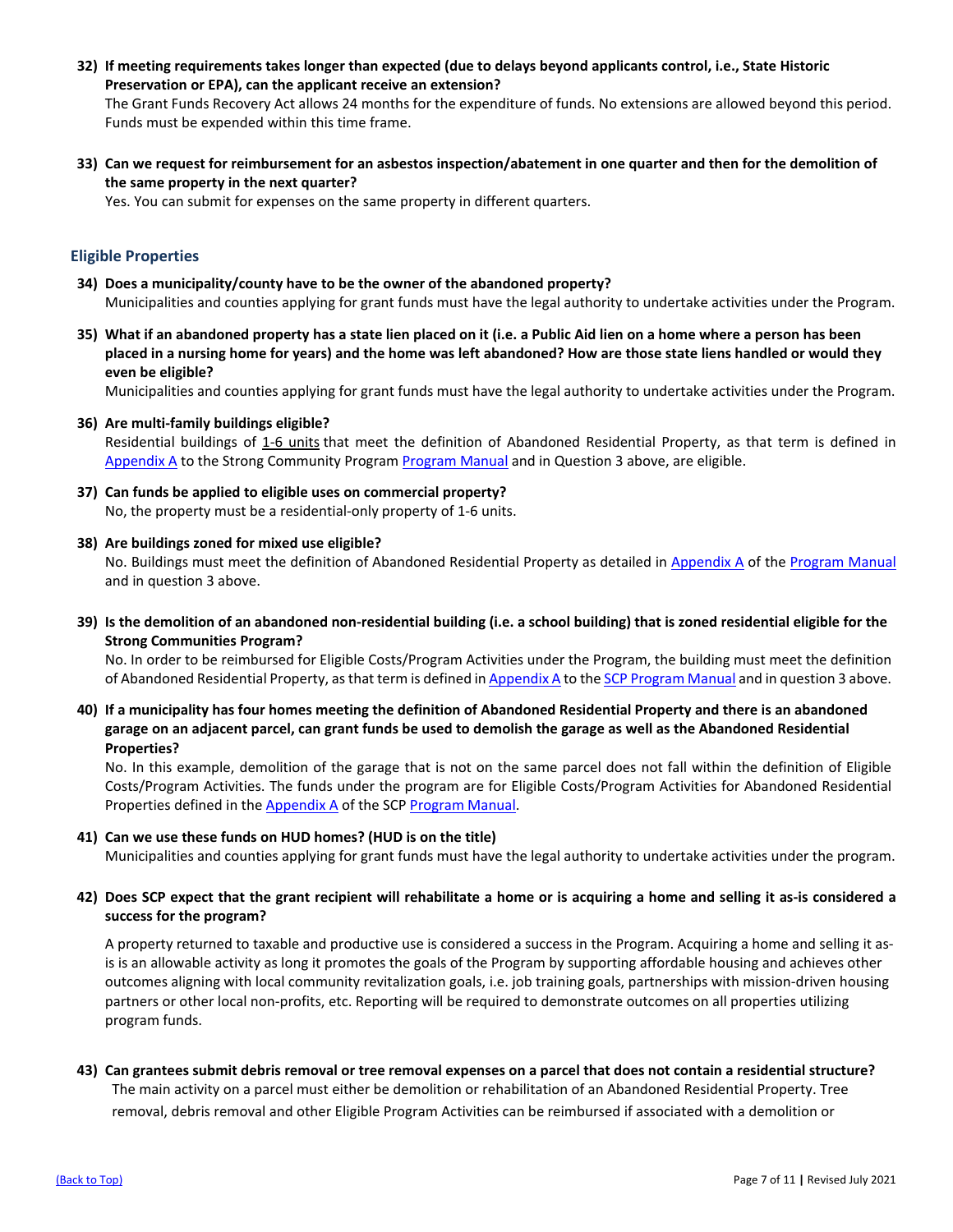**32) If meeting requirements takes longer than expected (due to delays beyond applicants control, i.e., State Historic Preservation or EPA), can the applicant receive an extension?**

The Grant Funds Recovery Act allows 24 months for the expenditure of funds. No extensions are allowed beyond this period. Funds must be expended within this time frame.

**33) Can we request for reimbursement for an asbestos inspection/abatement in one quarter and then for the demolition of the same property in the next quarter?**

Yes. You can submit for expenses on the same property in different quarters.

## Eligible Properties

**34) Does a municipality/county have to be the owner of the abandoned property?**

Municipalities and counties applying for grant funds must have the legal authority to undertake activities under the Program.

**35) What if an abandoned property has a state lien placed on it (i.e. a Public Aid lien on a home where a person has been placed in a nursing home for years) and the home was left abandoned? How are those state liens handled or would they even be eligible?**

Municipalities and counties applying for grant funds must have the legal authority to undertake activities under the Program.

**36) Are multi-family buildings eligible?**

Residential buildings of 1-6 units that meet the definition of Abandoned Residential Property, as that term is defined in Appendix A to the Strong Community Program Program Manual and in Question 3 above, are eligible.

**37) Can funds be applied to eligible uses on commercial property?**

No, the property must be a residential-only property of 1-6 units.

**38) Are buildings zoned for mixed use eligible?**

No. Buildings must meet the definition of Abandoned Residential Property as detailed in Appendix A of the Program Manual and in question 3 above.

**39) Is the demolition of an abandoned non-residential building (i.e. a school building) that is zoned residential eligible for the Strong Communities Program?**

No. In order to be reimbursed for Eligible Costs/Program Activities under the Program, the building must meet the definition of Abandoned Residential Property, as that term is defined in Appendix A to the SCP Program Manual and in question 3 above.

**40) If a municipality has four homes meeting the definition of Abandoned Residential Property and there is an abandoned garage on an adjacent parcel, can grant funds be used to demolish the garage as well as the Abandoned Residential Properties?**

No. In this example, demolition of the garage that is not on the same parcel does not fall within the definition of Eligible Costs/Program Activities. The funds under the program are for Eligible Costs/Program Activities for Abandoned Residential Properties defined in the Appendix A of the SCP Program Manual.

**41) Can we use these funds on HUD homes? (HUD is on the title)**

Municipalities and counties applying for grant funds must have the legal authority to undertake activities under the program.

**42) Does SCP expect that the grant recipient will rehabilitate a home or is acquiring a home and selling it as-is considered a success for the program?**

A property returned to taxable and productive use is considered a success in the Program. Acquiring a home and selling it as-is is an allowable activity as long it promotes the goals of the Program by supporting affordable housing and achieves other outcomes aligning with local community revitalization goals, i.e. job training goals, partnerships with mission-driven housing partners or other local non-profits, etc. Reporting will be required to demonstrate outcomes on all properties utilizing program funds.

**43) Can grantees submit debris removal or tree removal expenses on a parcel that does not contain a residential structure?**

The main activity on a parcel must either be demolition or rehabilitation of an Abandoned Residential Property. Tree removal, debris removal and other Eligible Program Activities can be reimbursed if associated with a demolition or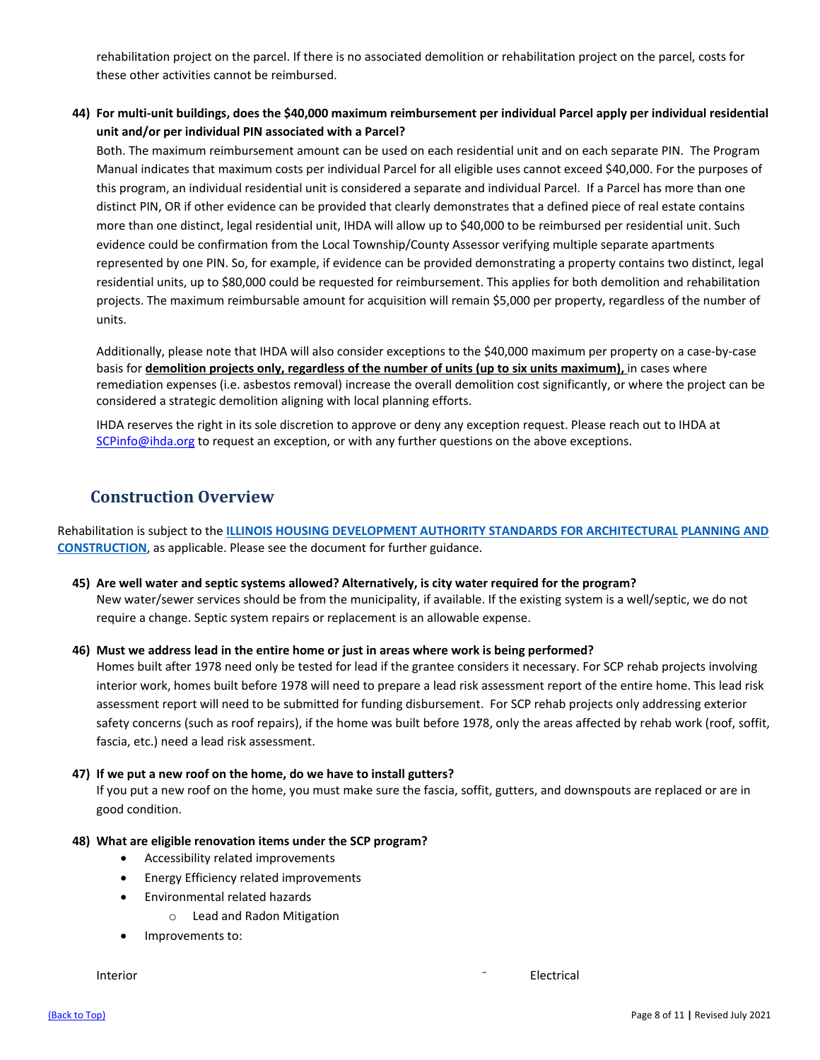rehabilitation project on the parcel. If there is no associated demolition or rehabilitation project on the parcel, costs for these other activities cannot be reimbursed.

44) **For multi-unit buildings, does the $40,000 maximum reimbursement per individual Parcel apply per individual residential unit and/or per individual PIN associated with a Parcel?**

Both. The maximum reimbursement amount can be used on each residential unit and on each separate PIN. The Program Manual indicates that maximum costs per individual Parcel for all eligible uses cannot exceed $40,000. For the purposes of this program, an individual residential unit is considered a separate and individual Parcel. If a Parcel has more than one distinct PIN, OR if other evidence can be provided that clearly demonstrates that a defined piece of real estate contains more than one distinct, legal residential unit, IHDA will allow up to $40,000 to be reimbursed per residential unit. Such evidence could be confirmation from the Local Township/County Assessor verifying multiple separate apartments represented by one PIN. So, for example, if evidence can be provided demonstrating a property contains two distinct, legal residential units, up to $80,000 could be requested for reimbursement. This applies for both demolition and rehabilitation projects. The maximum reimbursable amount for acquisition will remain $5,000 per property, regardless of the number of units.

Additionally, please note that IHDA will also consider exceptions to the $40,000 maximum per property on a case-by-case basis for **demolition projects only, regardless of the number of units (up to six units maximum),** in cases where remediation expenses (i.e. asbestos removal) increase the overall demolition cost significantly, or where the project can be considered a strategic demolition aligning with local planning efforts.

IHDA reserves the right in its sole discretion to approve or deny any exception request. Please reach out to IHDA at SCPinfo@ihda.org to request an exception, or with any further questions on the above exceptions.

## Construction Overview

Rehabilitation is subject to the **ILLINOIS HOUSING DEVELOPMENT AUTHORITY STANDARDS FOR ARCHITECTURAL PLANNING AND CONSTRUCTION**, as applicable. Please see the document for further guidance.

45) **Are well water and septic systems allowed? Alternatively, is city water required for the program?**

New water/sewer services should be from the municipality, if available. If the existing system is a well/septic, we do not require a change. Septic system repairs or replacement is an allowable expense.

46) **Must we address lead in the entire home or just in areas where work is being performed?**

Homes built after 1978 need only be tested for lead if the grantee considers it necessary. For SCP rehab projects involving interior work, homes built before 1978 will need to prepare a lead risk assessment report of the entire home. This lead risk assessment report will need to be submitted for funding disbursement. For SCP rehab projects only addressing exterior safety concerns (such as roof repairs), if the home was built before 1978, only the areas affected by rehab work (roof, soffit, fascia, etc.) need a lead risk assessment.

47) **If we put a new roof on the home, do we have to install gutters?**

If you put a new roof on the home, you must make sure the fascia, soffit, gutters, and downspouts are replaced or are in good condition.

48) **What are eligible renovation items under the SCP program?**

- Accessibility related improvements
- Energy Efficiency related improvements
- Environmental related hazards
  - Lead and Radon Mitigation
- Improvements to:

Interior

Electrical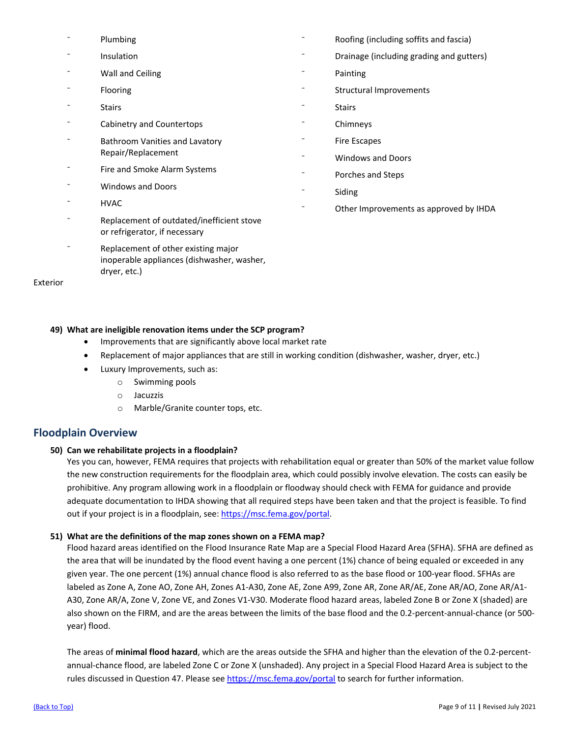- Plumbing
- Insulation
- Wall and Ceiling
- Flooring
- Stairs
- Cabinetry and Countertops
- Bathroom Vanities and Lavatory Repair/Replacement
- Fire and Smoke Alarm Systems
- Windows and Doors
- HVAC
- Replacement of outdated/inefficient stove or refrigerator, if necessary
- Replacement of other existing major inoperable appliances (dishwasher, washer, dryer, etc.)

Exterior

- Roofing (including soffits and fascia)
- Drainage (including grading and gutters)
- Painting
- Structural Improvements
- Stairs
- Chimneys
- Fire Escapes
- Windows and Doors
- Porches and Steps
- Siding
- Other Improvements as approved by IHDA

**49) What are ineligible renovation items under the SCP program?**

- Improvements that are significantly above local market rate
- Replacement of major appliances that are still in working condition (dishwasher, washer, dryer, etc.)
- Luxury Improvements, such as:
  - Swimming pools
  - Jacuzzis
  - Marble/Granite counter tops, etc.

## Floodplain Overview

**50) Can we rehabilitate projects in a floodplain?**

Yes you can, however, FEMA requires that projects with rehabilitation equal or greater than 50% of the market value follow the new construction requirements for the floodplain area, which could possibly involve elevation. The costs can easily be prohibitive. Any program allowing work in a floodplain or floodway should check with FEMA for guidance and provide adequate documentation to IHDA showing that all required steps have been taken and that the project is feasible. To find out if your project is in a floodplain, see: https://msc.fema.gov/portal.

**51) What are the definitions of the map zones shown on a FEMA map?**

Flood hazard areas identified on the Flood Insurance Rate Map are a Special Flood Hazard Area (SFHA). SFHA are defined as the area that will be inundated by the flood event having a one percent (1%) chance of being equaled or exceeded in any given year. The one percent (1%) annual chance flood is also referred to as the base flood or 100-year flood. SFHAs are labeled as Zone A, Zone AO, Zone AH, Zones A1-A30, Zone AE, Zone A99, Zone AR, Zone AR/AE, Zone AR/AO, Zone AR/A1-A30, Zone AR/A, Zone V, Zone VE, and Zones V1-V30. Moderate flood hazard areas, labeled Zone B or Zone X (shaded) are also shown on the FIRM, and are the areas between the limits of the base flood and the 0.2-percent-annual-chance (or 500-year) flood.

The areas of **minimal flood hazard**, which are the areas outside the SFHA and higher than the elevation of the 0.2-percent-annual-chance flood, are labeled Zone C or Zone X (unshaded). Any project in a Special Flood Hazard Area is subject to the rules discussed in Question 47. Please see https://msc.fema.gov/portal to search for further information.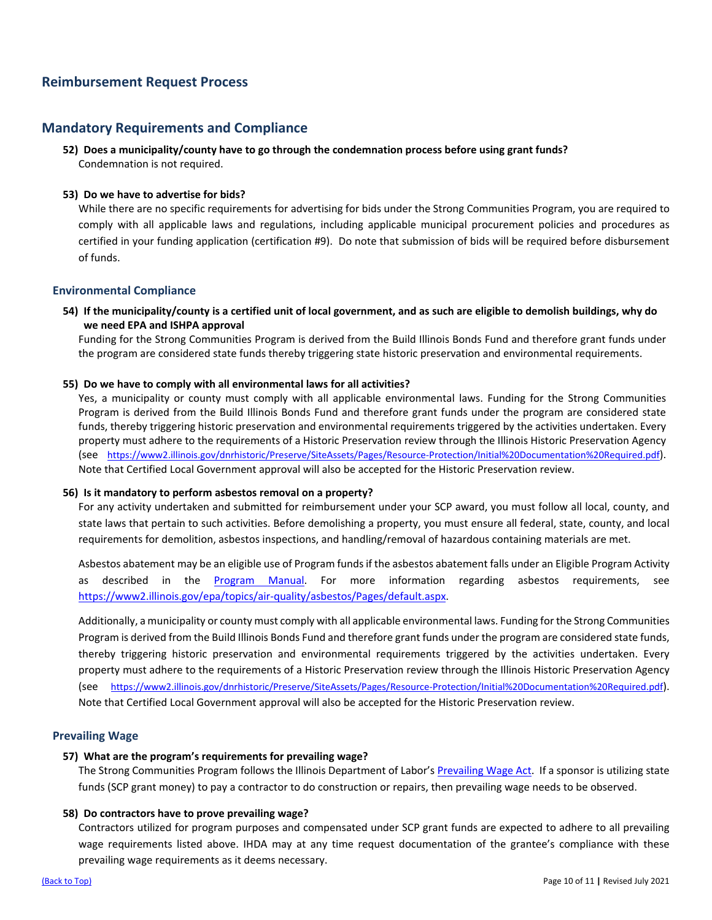## Reimbursement Request Process

## Mandatory Requirements and Compliance

**52) Does a municipality/county have to go through the condemnation process before using grant funds?**
Condemnation is not required.

**53) Do we have to advertise for bids?**
While there are no specific requirements for advertising for bids under the Strong Communities Program, you are required to comply with all applicable laws and regulations, including applicable municipal procurement policies and procedures as certified in your funding application (certification #9). Do note that submission of bids will be required before disbursement of funds.

### Environmental Compliance

**54) If the municipality/county is a certified unit of local government, and as such are eligible to demolish buildings, why do we need EPA and ISHPA approval**
Funding for the Strong Communities Program is derived from the Build Illinois Bonds Fund and therefore grant funds under the program are considered state funds thereby triggering state historic preservation and environmental requirements.

**55) Do we have to comply with all environmental laws for all activities?**
Yes, a municipality or county must comply with all applicable environmental laws. Funding for the Strong Communities Program is derived from the Build Illinois Bonds Fund and therefore grant funds under the program are considered state funds, thereby triggering historic preservation and environmental requirements triggered by the activities undertaken. Every property must adhere to the requirements of a Historic Preservation review through the Illinois Historic Preservation Agency (see https://www2.illinois.gov/dnrhistoric/Preserve/SiteAssets/Pages/Resource-Protection/Initial%20Documentation%20Required.pdf). Note that Certified Local Government approval will also be accepted for the Historic Preservation review.

**56) Is it mandatory to perform asbestos removal on a property?**
For any activity undertaken and submitted for reimbursement under your SCP award, you must follow all local, county, and state laws that pertain to such activities. Before demolishing a property, you must ensure all federal, state, county, and local requirements for demolition, asbestos inspections, and handling/removal of hazardous containing materials are met.

Asbestos abatement may be an eligible use of Program funds if the asbestos abatement falls under an Eligible Program Activity as described in the Program Manual. For more information regarding asbestos requirements, see https://www2.illinois.gov/epa/topics/air-quality/asbestos/Pages/default.aspx.

Additionally, a municipality or county must comply with all applicable environmental laws. Funding for the Strong Communities Program is derived from the Build Illinois Bonds Fund and therefore grant funds under the program are considered state funds, thereby triggering historic preservation and environmental requirements triggered by the activities undertaken. Every property must adhere to the requirements of a Historic Preservation review through the Illinois Historic Preservation Agency (see https://www2.illinois.gov/dnrhistoric/Preserve/SiteAssets/Pages/Resource-Protection/Initial%20Documentation%20Required.pdf). Note that Certified Local Government approval will also be accepted for the Historic Preservation review.

### Prevailing Wage

**57) What are the program's requirements for prevailing wage?**
The Strong Communities Program follows the Illinois Department of Labor's Prevailing Wage Act. If a sponsor is utilizing state funds (SCP grant money) to pay a contractor to do construction or repairs, then prevailing wage needs to be observed.

**58) Do contractors have to prove prevailing wage?**
Contractors utilized for program purposes and compensated under SCP grant funds are expected to adhere to all prevailing wage requirements listed above. IHDA may at any time request documentation of the grantee's compliance with these prevailing wage requirements as it deems necessary.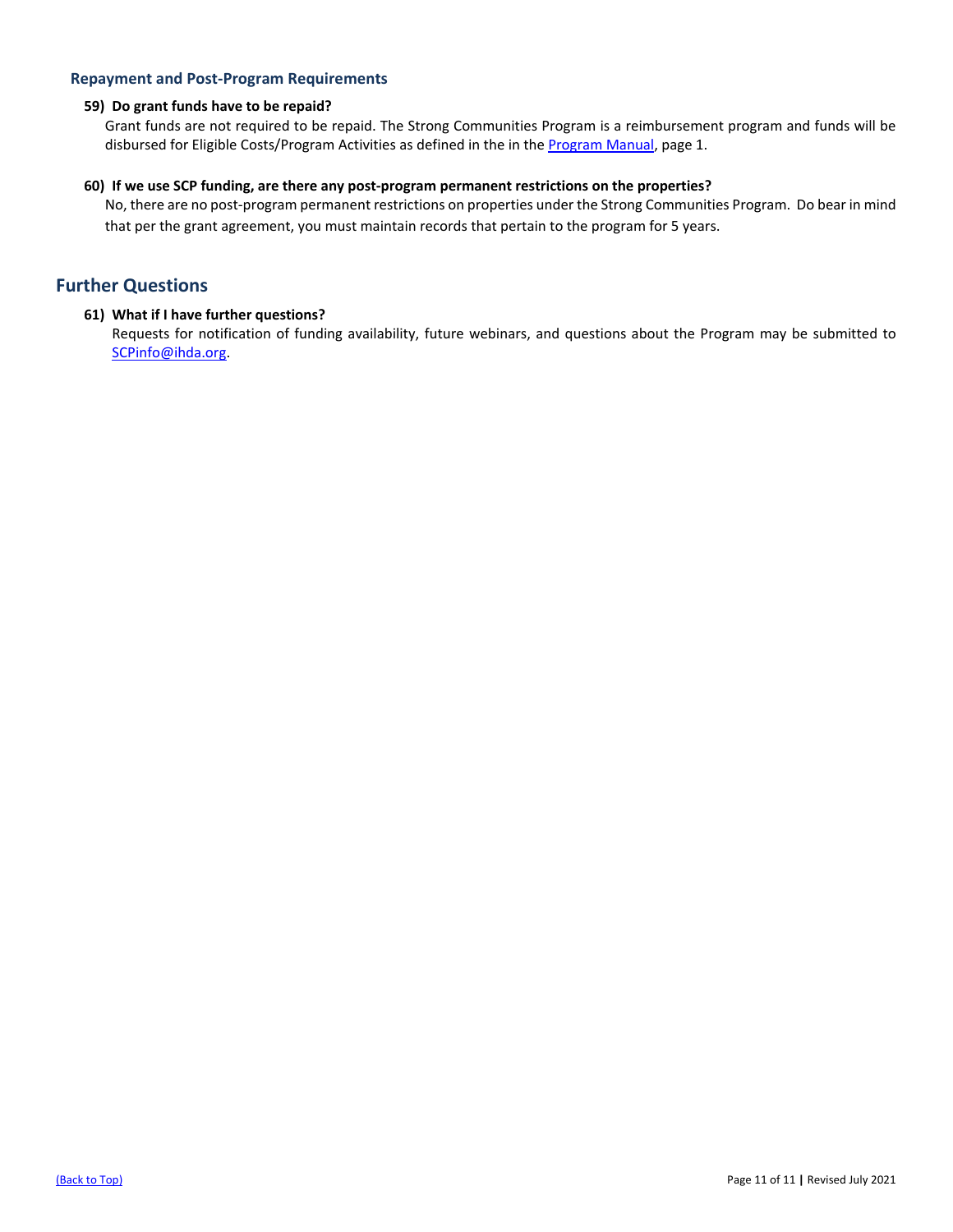### Repayment and Post-Program Requirements

**59) Do grant funds have to be repaid?**

Grant funds are not required to be repaid. The Strong Communities Program is a reimbursement program and funds will be disbursed for Eligible Costs/Program Activities as defined in the in the Program Manual, page 1.

**60) If we use SCP funding, are there any post-program permanent restrictions on the properties?**

No, there are no post-program permanent restrictions on properties under the Strong Communities Program. Do bear in mind that per the grant agreement, you must maintain records that pertain to the program for 5 years.

## Further Questions

**61) What if I have further questions?**

Requests for notification of funding availability, future webinars, and questions about the Program may be submitted to SCPinfo@ihda.org.